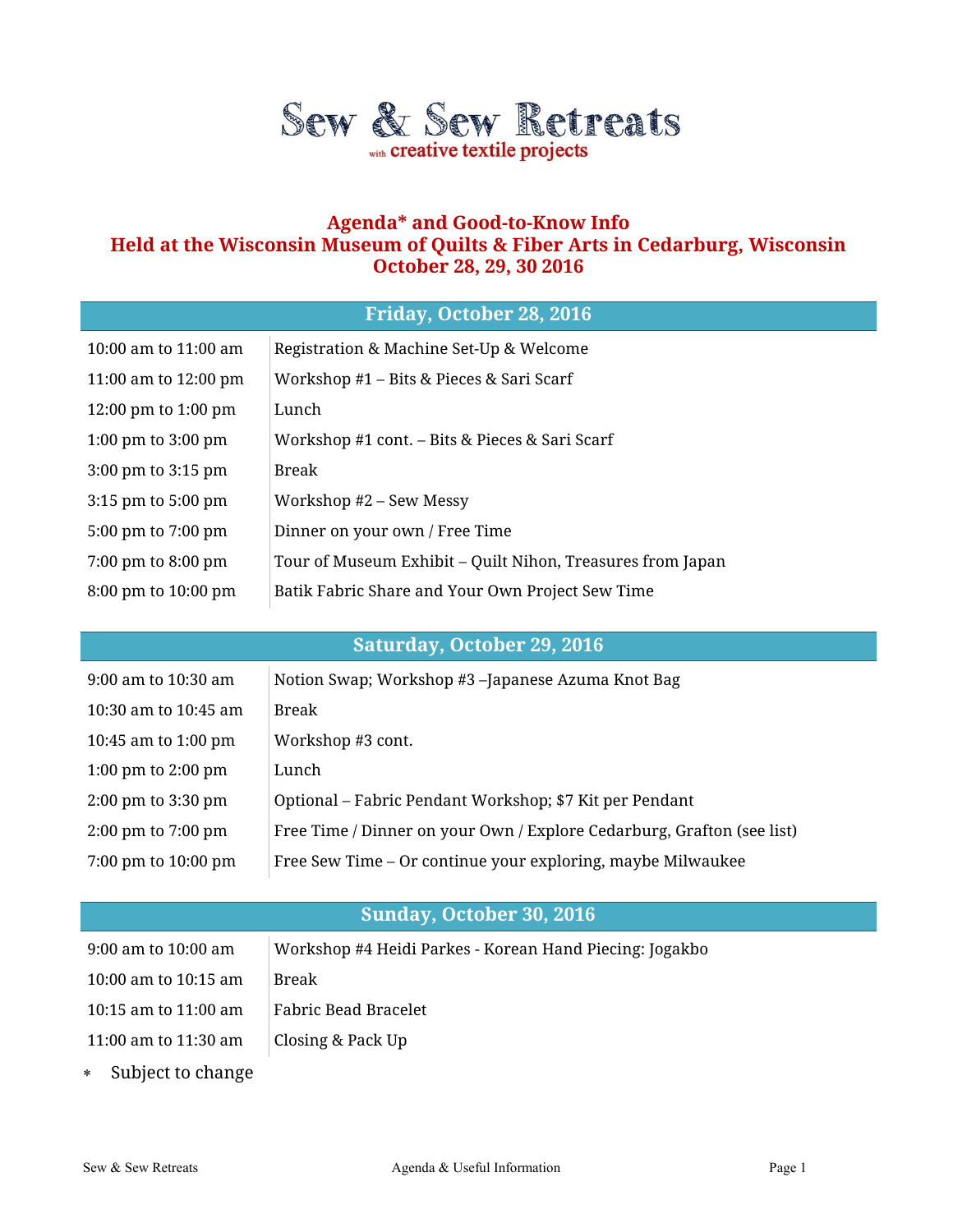# Sew & Sew Retreats

with creative textile projects

## Agenda* and Good-to-Know Info
## Held at the Wisconsin Museum of Quilts & Fiber Arts in Cedarburg, Wisconsin
## October 28, 29, 30 2016

| Friday, October 28, 2016 | |
|---|---|
| 10:00 am to 11:00 am | Registration & Machine Set-Up & Welcome |
| 11:00 am to 12:00 pm | Workshop #1 – Bits & Pieces & Sari Scarf |
| 12:00 pm to 1:00 pm | Lunch |
| 1:00 pm to 3:00 pm | Workshop #1 cont. – Bits & Pieces & Sari Scarf |
| 3:00 pm to 3:15 pm | Break |
| 3:15 pm to 5:00 pm | Workshop #2 – Sew Messy |
| 5:00 pm to 7:00 pm | Dinner on your own / Free Time |
| 7:00 pm to 8:00 pm | Tour of Museum Exhibit – Quilt Nihon, Treasures from Japan |
| 8:00 pm to 10:00 pm | Batik Fabric Share and Your Own Project Sew Time |

| Saturday, October 29, 2016 | |
|---|---|
| 9:00 am to 10:30 am | Notion Swap; Workshop #3 –Japanese Azuma Knot Bag |
| 10:30 am to 10:45 am | Break |
| 10:45 am to 1:00 pm | Workshop #3 cont. |
| 1:00 pm to 2:00 pm | Lunch |
| 2:00 pm to 3:30 pm | Optional – Fabric Pendant Workshop; $7 Kit per Pendant |
| 2:00 pm to 7:00 pm | Free Time / Dinner on your Own / Explore Cedarburg, Grafton (see list) |
| 7:00 pm to 10:00 pm | Free Sew Time – Or continue your exploring, maybe Milwaukee |

| Sunday, October 30, 2016 | |
|---|---|
| 9:00 am to 10:00 am | Workshop #4 Heidi Parkes - Korean Hand Piecing: Jogakbo |
| 10:00 am to 10:15 am | Break |
| 10:15 am to 11:00 am | Fabric Bead Bracelet |
| 11:00 am to 11:30 am | Closing & Pack Up |

* Subject to change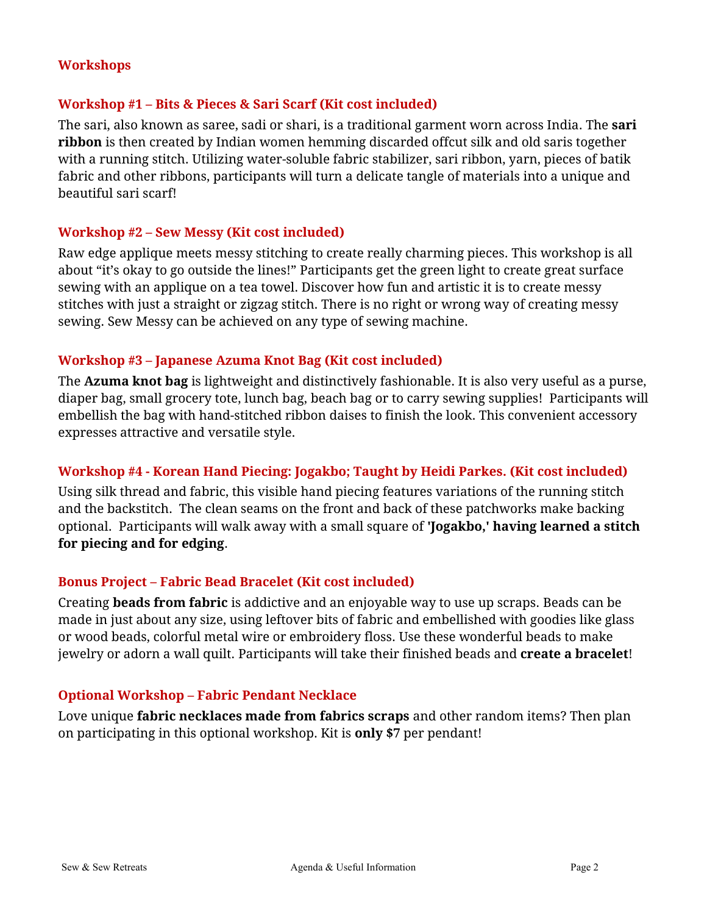## Workshops

### Workshop #1 – Bits & Pieces & Sari Scarf (Kit cost included)

The sari, also known as saree, sadi or shari, is a traditional garment worn across India. The **sari ribbon** is then created by Indian women hemming discarded offcut silk and old saris together with a running stitch. Utilizing water-soluble fabric stabilizer, sari ribbon, yarn, pieces of batik fabric and other ribbons, participants will turn a delicate tangle of materials into a unique and beautiful sari scarf!

### Workshop #2 – Sew Messy (Kit cost included)

Raw edge applique meets messy stitching to create really charming pieces. This workshop is all about "it's okay to go outside the lines!" Participants get the green light to create great surface sewing with an applique on a tea towel. Discover how fun and artistic it is to create messy stitches with just a straight or zigzag stitch. There is no right or wrong way of creating messy sewing. Sew Messy can be achieved on any type of sewing machine.

### Workshop #3 – Japanese Azuma Knot Bag (Kit cost included)

The **Azuma knot bag** is lightweight and distinctively fashionable. It is also very useful as a purse, diaper bag, small grocery tote, lunch bag, beach bag or to carry sewing supplies! Participants will embellish the bag with hand-stitched ribbon daises to finish the look. This convenient accessory expresses attractive and versatile style.

### Workshop #4 - Korean Hand Piecing: Jogakbo; Taught by Heidi Parkes. (Kit cost included)

Using silk thread and fabric, this visible hand piecing features variations of the running stitch and the backstitch. The clean seams on the front and back of these patchworks make backing optional. Participants will walk away with a small square of **'Jogakbo,' having learned a stitch for piecing and for edging**.

### Bonus Project – Fabric Bead Bracelet (Kit cost included)

Creating **beads from fabric** is addictive and an enjoyable way to use up scraps. Beads can be made in just about any size, using leftover bits of fabric and embellished with goodies like glass or wood beads, colorful metal wire or embroidery floss. Use these wonderful beads to make jewelry or adorn a wall quilt. Participants will take their finished beads and **create a bracelet**!

### Optional Workshop – Fabric Pendant Necklace

Love unique **fabric necklaces made from fabrics scraps** and other random items? Then plan on participating in this optional workshop. Kit is **only $7** per pendant!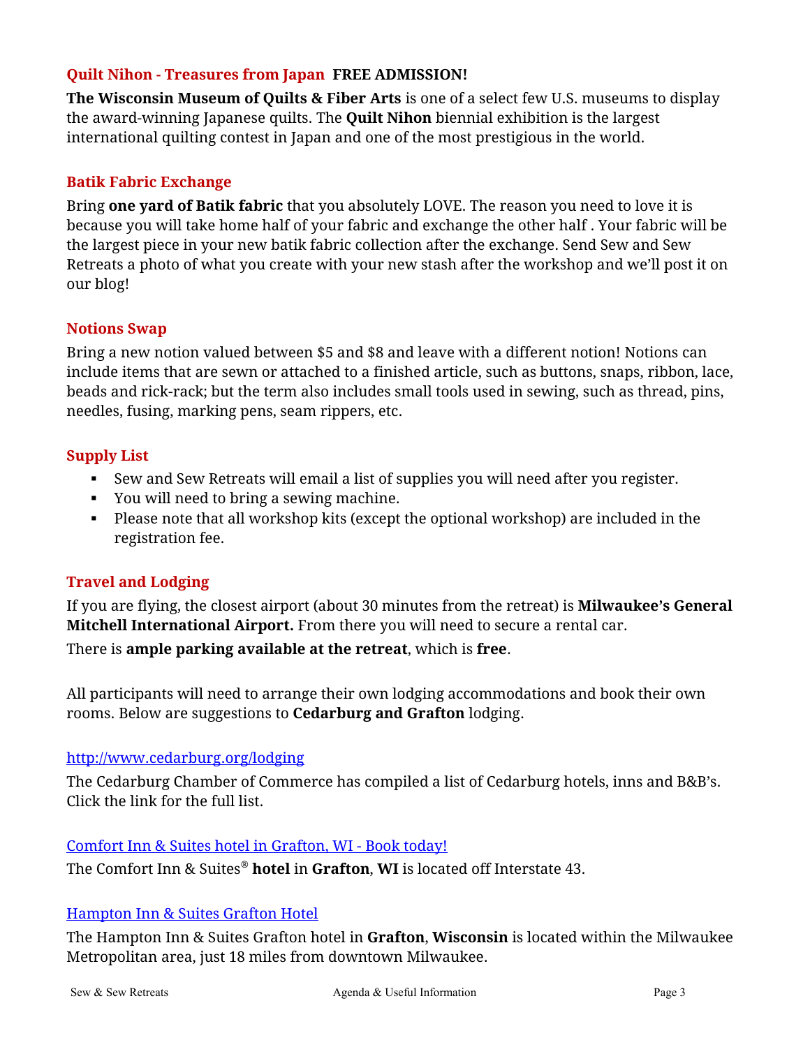### Quilt Nihon - Treasures from Japan **FREE ADMISSION!**

**The Wisconsin Museum of Quilts & Fiber Arts** is one of a select few U.S. museums to display the award-winning Japanese quilts. The **Quilt Nihon** biennial exhibition is the largest international quilting contest in Japan and one of the most prestigious in the world.

### Batik Fabric Exchange

Bring **one yard of Batik fabric** that you absolutely LOVE. The reason you need to love it is because you will take home half of your fabric and exchange the other half . Your fabric will be the largest piece in your new batik fabric collection after the exchange. Send Sew and Sew Retreats a photo of what you create with your new stash after the workshop and we'll post it on our blog!

### Notions Swap

Bring a new notion valued between $5 and $8 and leave with a different notion! Notions can include items that are sewn or attached to a finished article, such as buttons, snaps, ribbon, lace, beads and rick-rack; but the term also includes small tools used in sewing, such as thread, pins, needles, fusing, marking pens, seam rippers, etc.

### Supply List

- Sew and Sew Retreats will email a list of supplies you will need after you register.
- You will need to bring a sewing machine.
- Please note that all workshop kits (except the optional workshop) are included in the registration fee.

### Travel and Lodging

If you are flying, the closest airport (about 30 minutes from the retreat) is **Milwaukee's General Mitchell International Airport.** From there you will need to secure a rental car.

There is **ample parking available at the retreat**, which is **free**.

All participants will need to arrange their own lodging accommodations and book their own rooms. Below are suggestions to **Cedarburg and Grafton** lodging.

http://www.cedarburg.org/lodging

The Cedarburg Chamber of Commerce has compiled a list of Cedarburg hotels, inns and B&B's. Click the link for the full list.

Comfort Inn & Suites hotel in Grafton, WI - Book today!

The Comfort Inn & Suites® **hotel** in **Grafton**, **WI** is located off Interstate 43.

Hampton Inn & Suites Grafton Hotel

The Hampton Inn & Suites Grafton hotel in **Grafton**, **Wisconsin** is located within the Milwaukee Metropolitan area, just 18 miles from downtown Milwaukee.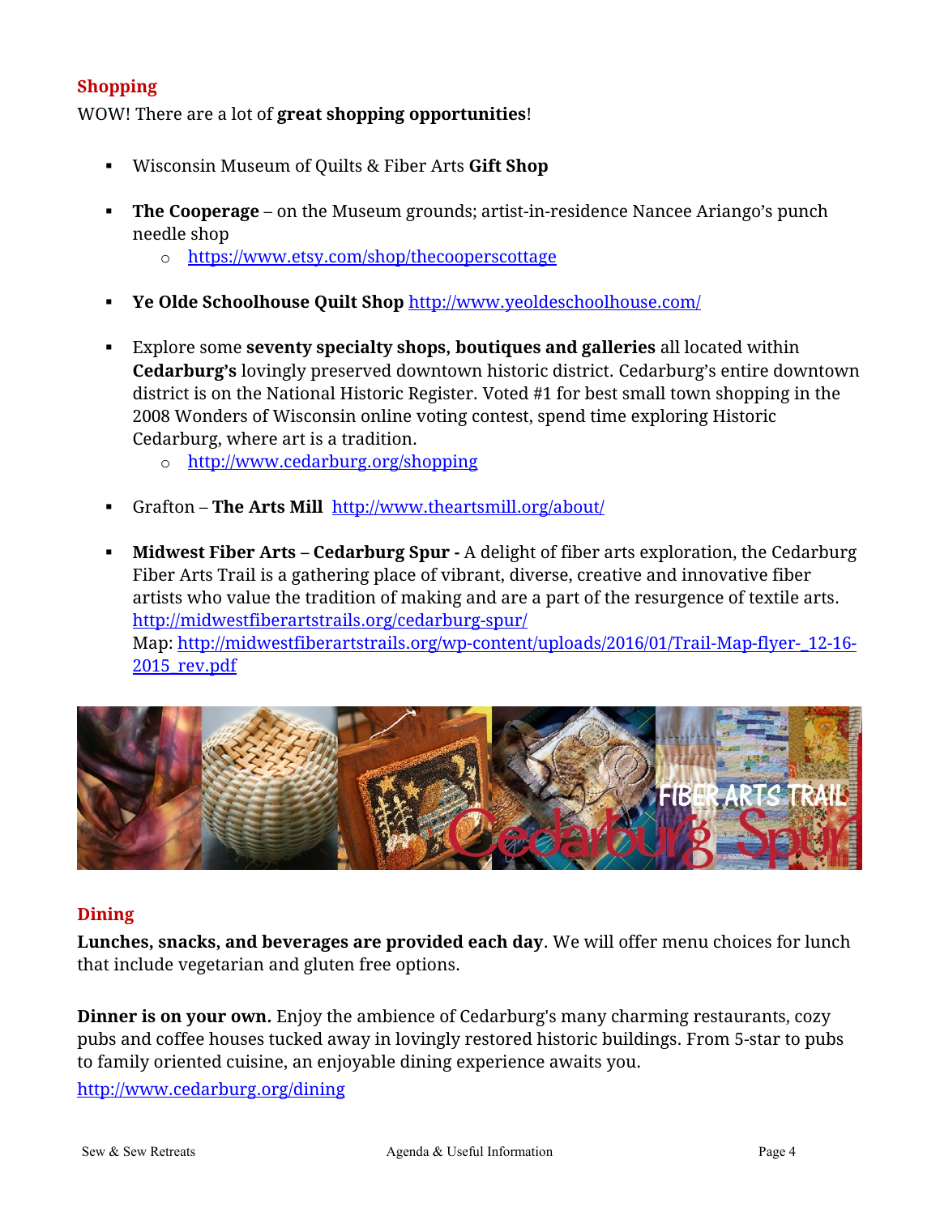## Shopping

WOW! There are a lot of **great shopping opportunities**!

- Wisconsin Museum of Quilts & Fiber Arts **Gift Shop**

- **The Cooperage** – on the Museum grounds; artist-in-residence Nancee Ariango's punch needle shop
  - https://www.etsy.com/shop/thecooperscottage

- **Ye Olde Schoolhouse Quilt Shop** http://www.yeoldeschoolhouse.com/

- Explore some **seventy specialty shops, boutiques and galleries** all located within **Cedarburg's** lovingly preserved downtown historic district. Cedarburg's entire downtown district is on the National Historic Register. Voted #1 for best small town shopping in the 2008 Wonders of Wisconsin online voting contest, spend time exploring Historic Cedarburg, where art is a tradition.
  - http://www.cedarburg.org/shopping

- Grafton – **The Arts Mill** http://www.theartsmill.org/about/

- **Midwest Fiber Arts** – **Cedarburg Spur -** A delight of fiber arts exploration, the Cedarburg Fiber Arts Trail is a gathering place of vibrant, diverse, creative and innovative fiber artists who value the tradition of making and are a part of the resurgence of textile arts. http://midwestfiberartstrails.org/cedarburg-spur/
  Map: http://midwestfiberartstrails.org/wp-content/uploads/2016/01/Trail-Map-flyer-_12-16-2015_rev.pdf

## Dining

**Lunches, snacks, and beverages are provided each day**. We will offer menu choices for lunch that include vegetarian and gluten free options.

**Dinner is on your own.** Enjoy the ambience of Cedarburg's many charming restaurants, cozy pubs and coffee houses tucked away in lovingly restored historic buildings. From 5-star to pubs to family oriented cuisine, an enjoyable dining experience awaits you.

http://www.cedarburg.org/dining